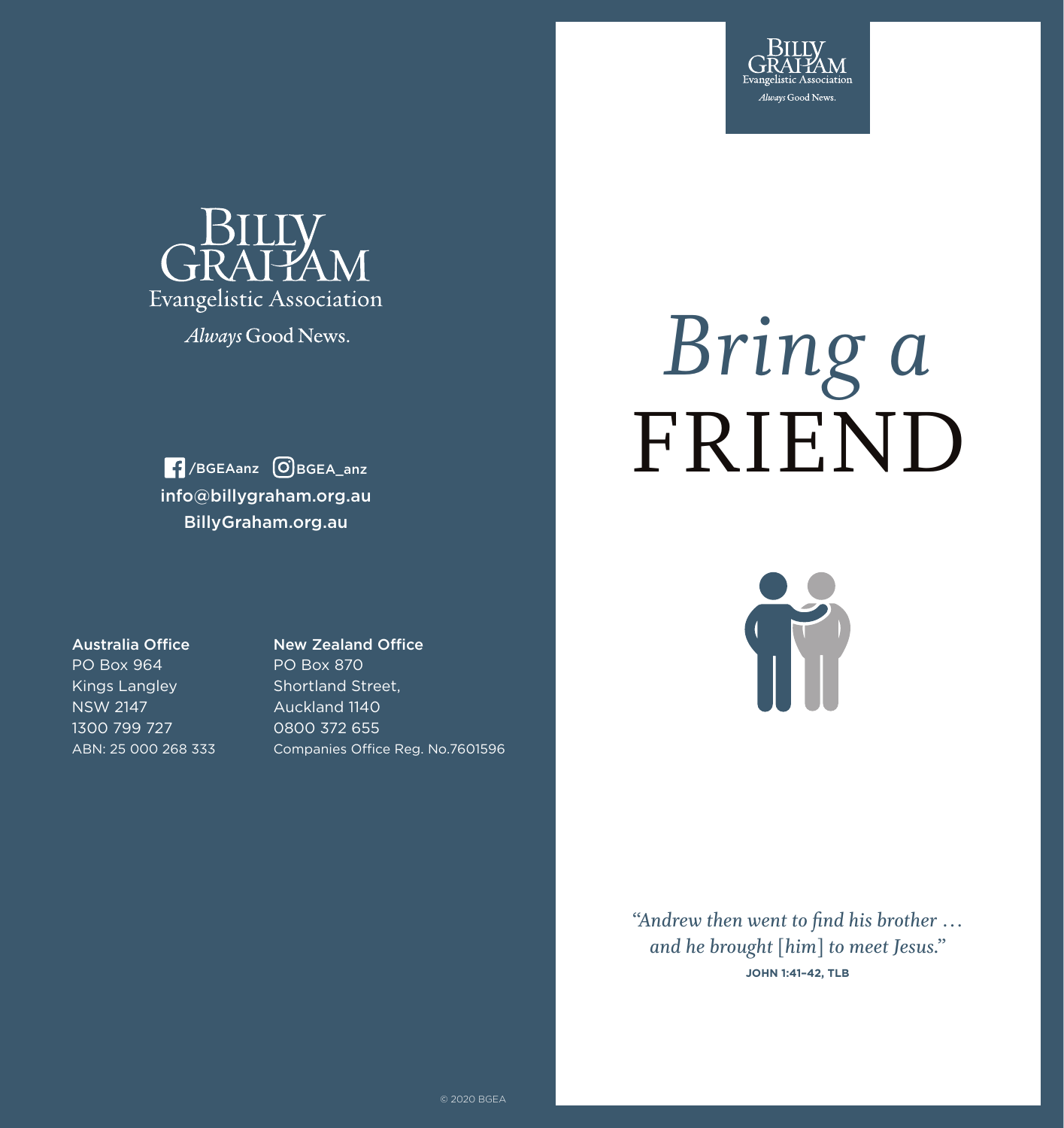Billy Graham Evangelistic Association

*Always* Good News.

/BGEAanz BGEA_anz

info@billygraham.org.au

BillyGraham.org.au

**Australia Office**
PO Box 964
Kings Langley
NSW 2147
1300 799 727
ABN: 25 000 268 333

**New Zealand Office**
PO Box 870
Shortland Street,
Auckland 1140
0800 372 655
Companies Office Reg. No.7601596

© 2020 BGEA

Billy Graham Evangelistic Association

*Always* Good News.

# *Bring a* FRIEND

*"Andrew then went to find his brother … and he brought [him] to meet Jesus."*

**JOHN 1:41–42, TLB**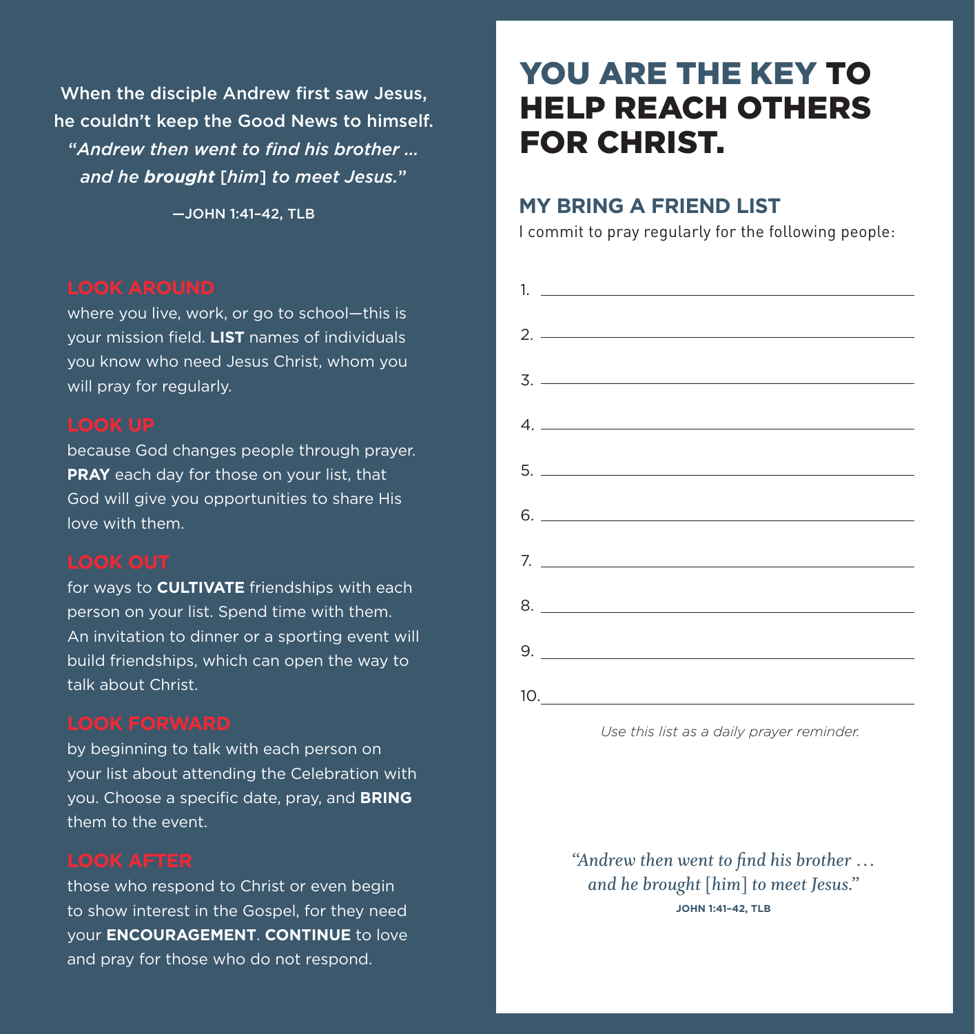When the disciple Andrew first saw Jesus, he couldn't keep the Good News to himself. *"Andrew then went to find his brother … and he **brought** [him] to meet Jesus."*

—JOHN 1:41–42, TLB

### LOOK AROUND

where you live, work, or go to school—this is your mission field. **LIST** names of individuals you know who need Jesus Christ, whom you will pray for regularly.

### LOOK UP

because God changes people through prayer. **PRAY** each day for those on your list, that God will give you opportunities to share His love with them.

### LOOK OUT

for ways to **CULTIVATE** friendships with each person on your list. Spend time with them. An invitation to dinner or a sporting event will build friendships, which can open the way to talk about Christ.

### LOOK FORWARD

by beginning to talk with each person on your list about attending the Celebration with you. Choose a specific date, pray, and **BRING** them to the event.

### LOOK AFTER

those who respond to Christ or even begin to show interest in the Gospel, for they need your **ENCOURAGEMENT**. **CONTINUE** to love and pray for those who do not respond.

# YOU ARE THE KEY TO HELP REACH OTHERS FOR CHRIST.

## MY BRING A FRIEND LIST

I commit to pray regularly for the following people:

1. ______________________________
2. ______________________________
3. ______________________________
4. ______________________________
5. ______________________________
6. ______________________________
7. ______________________________
8. ______________________________
9. ______________________________
10. ______________________________

*Use this list as a daily prayer reminder.*

*"Andrew then went to find his brother … and he brought [him] to meet Jesus."*

**JOHN 1:41–42, TLB**